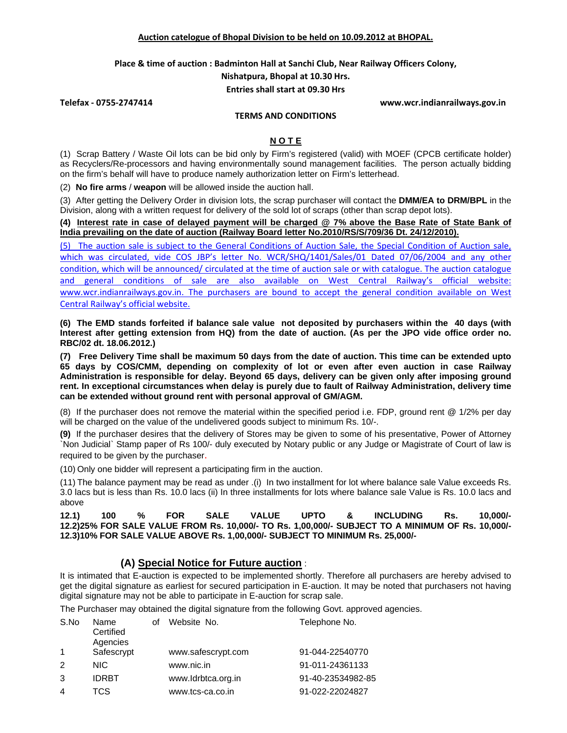**Auction catelogue of Bhopal Division to be held on 10.09.2012 at BHOPAL.**

**Place & time of auction : Badminton Hall at Sanchi Club, Near Railway Officers Colony, Nishatpura, Bhopal at 10.30 Hrs.**

**Entries shall start at 09.30 Hrs**

**Telefax - 0755-2747414** **www.wcr.indianrailways.gov.in**

**TERMS AND CONDITIONS**

## N O T E

(1) Scrap Battery / Waste Oil lots can be bid only by Firm's registered (valid) with MOEF (CPCB certificate holder) as Recyclers/Re-processors and having environmentally sound management facilities. The person actually bidding on the firm's behalf will have to produce namely authorization letter on Firm's letterhead.

(2) **No fire arms** / **weapon** will be allowed inside the auction hall.

(3) After getting the Delivery Order in division lots, the scrap purchaser will contact the **DMM/EA to DRM/BPL** in the Division, along with a written request for delivery of the sold lot of scraps (other than scrap depot lots).

**(4) Interest rate in case of delayed payment will be charged @ 7% above the Base Rate of State Bank of India prevailing on the date of auction (Railway Board letter No.2010/RS/S/709/36 Dt. 24/12/2010).**

(5) The auction sale is subject to the General Conditions of Auction Sale, the Special Condition of Auction sale, which was circulated, vide COS JBP's letter No. WCR/SHQ/1401/Sales/01 Dated 07/06/2004 and any other condition, which will be announced/ circulated at the time of auction sale or with catalogue. The auction catalogue and general conditions of sale are also available on West Central Railway's official website: www.wcr.indianrailways.gov.in. The purchasers are bound to accept the general condition available on West Central Railway's official website.

**(6) The EMD stands forfeited if balance sale value not deposited by purchasers within the 40 days (with Interest after getting extension from HQ) from the date of auction. (As per the JPO vide office order no. RBC/02 dt. 18.06.2012.)**

**(7) Free Delivery Time shall be maximum 50 days from the date of auction. This time can be extended upto 65 days by COS/CMM, depending on complexity of lot or even after even auction in case Railway Administration is responsible for delay. Beyond 65 days, delivery can be given only after imposing ground rent. In exceptional circumstances when delay is purely due to fault of Railway Administration, delivery time can be extended without ground rent with personal approval of GM/AGM.**

(8) If the purchaser does not remove the material within the specified period i.e. FDP, ground rent @ 1/2% per day will be charged on the value of the undelivered goods subject to minimum Rs. 10/-.

**(9)** If the purchaser desires that the delivery of Stores may be given to some of his presentative, Power of Attorney `Non Judicial` Stamp paper of Rs 100/- duly executed by Notary public or any Judge or Magistrate of Court of law is required to be given by the purchaser.

(10) Only one bidder will represent a participating firm in the auction.

(11) The balance payment may be read as under .(i) In two installment for lot where balance sale Value exceeds Rs. 3.0 lacs but is less than Rs. 10.0 lacs (ii) In three installments for lots where balance sale Value is Rs. 10.0 lacs and above

**12.1) 100 % FOR SALE VALUE UPTO & INCLUDING Rs. 10,000/-**
**12.2)25% FOR SALE VALUE FROM Rs. 10,000/- TO Rs. 1,00,000/- SUBJECT TO A MINIMUM OF Rs. 10,000/-**
**12.3)10% FOR SALE VALUE ABOVE Rs. 1,00,000/- SUBJECT TO MINIMUM Rs. 25,000/-**

## (A) Special Notice for Future auction :

It is intimated that E-auction is expected to be implemented shortly. Therefore all purchasers are hereby advised to get the digital signature as earliest for secured participation in E-auction. It may be noted that purchasers not having digital signature may not be able to participate in E-auction for scrap sale.

The Purchaser may obtained the digital signature from the following Govt. approved agencies.

| S.No | Name of Certified Agencies | Website No. | Telephone No. |
|---|---|---|---|
| 1 | Safescrypt | www.safescrypt.com | 91-044-22540770 |
| 2 | NIC | www.nic.in | 91-011-24361133 |
| 3 | IDRBT | www.Idrbtca.org.in | 91-40-23534982-85 |
| 4 | TCS | www.tcs-ca.co.in | 91-022-22024827 |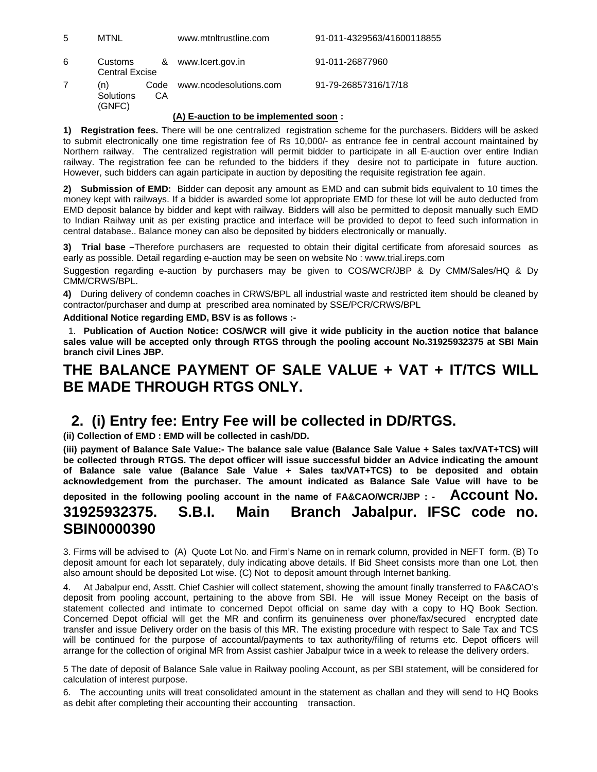| 5 | MTNL | www.mtnltrustline.com | 91-011-4329563/41600118855 |
|---|---|---|---|
| 6 | Customs & Central Excise | www.Icert.gov.in | 91-011-26877960 |
| 7 | (n) Code Solutions CA (GNFC) | www.ncodesolutions.com | 91-79-26857316/17/18 |

**(A) E-auction to be implemented soon :**

**1) Registration fees.** There will be one centralized registration scheme for the purchasers. Bidders will be asked to submit electronically one time registration fee of Rs 10,000/- as entrance fee in central account maintained by Northern railway. The centralized registration will permit bidder to participate in all E-auction over entire Indian railway. The registration fee can be refunded to the bidders if they desire not to participate in future auction. However, such bidders can again participate in auction by depositing the requisite registration fee again.

**2) Submission of EMD:** Bidder can deposit any amount as EMD and can submit bids equivalent to 10 times the money kept with railways. If a bidder is awarded some lot appropriate EMD for these lot will be auto deducted from EMD deposit balance by bidder and kept with railway. Bidders will also be permitted to deposit manually such EMD to Indian Railway unit as per existing practice and interface will be provided to depot to feed such information in central database.. Balance money can also be deposited by bidders electronically or manually.

**3) Trial base –**Therefore purchasers are requested to obtain their digital certificate from aforesaid sources as early as possible. Detail regarding e-auction may be seen on website No : www.trial.ireps.com

Suggestion regarding e-auction by purchasers may be given to COS/WCR/JBP & Dy CMM/Sales/HQ & Dy CMM/CRWS/BPL.

**4)** During delivery of condemn coaches in CRWS/BPL all industrial waste and restricted item should be cleaned by contractor/purchaser and dump at prescribed area nominated by SSE/PCR/CRWS/BPL

**Additional Notice regarding EMD, BSV is as follows :-**

1. **Publication of Auction Notice: COS/WCR will give it wide publicity in the auction notice that balance sales value will be accepted only through RTGS through the pooling account No.31925932375 at SBI Main branch civil Lines JBP.**

# THE BALANCE PAYMENT OF SALE VALUE + VAT + IT/TCS WILL BE MADE THROUGH RTGS ONLY.

## 2. (i) Entry fee: Entry Fee will be collected in DD/RTGS.

**(ii) Collection of EMD : EMD will be collected in cash/DD.**

**(iii) payment of Balance Sale Value:- The balance sale value (Balance Sale Value + Sales tax/VAT+TCS) will be collected through RTGS. The depot officer will issue successful bidder an Advice indicating the amount of Balance sale value (Balance Sale Value + Sales tax/VAT+TCS) to be deposited and obtain acknowledgement from the purchaser. The amount indicated as Balance Sale Value will have to be deposited in the following pooling account in the name of FA&CAO/WCR/JBP : - Account No. 31925932375. S.B.I. Main Branch Jabalpur. IFSC code no. SBIN0000390**

3. Firms will be advised to (A) Quote Lot No. and Firm's Name on in remark column, provided in NEFT form. (B) To deposit amount for each lot separately, duly indicating above details. If Bid Sheet consists more than one Lot, then also amount should be deposited Lot wise. (C) Not to deposit amount through Internet banking.

4. At Jabalpur end, Asstt. Chief Cashier will collect statement, showing the amount finally transferred to FA&CAO's deposit from pooling account, pertaining to the above from SBI. He will issue Money Receipt on the basis of statement collected and intimate to concerned Depot official on same day with a copy to HQ Book Section. Concerned Depot official will get the MR and confirm its genuineness over phone/fax/secured encrypted date transfer and issue Delivery order on the basis of this MR. The existing procedure with respect to Sale Tax and TCS will be continued for the purpose of accountal/payments to tax authority/filing of returns etc. Depot officers will arrange for the collection of original MR from Assist cashier Jabalpur twice in a week to release the delivery orders.

5 The date of deposit of Balance Sale value in Railway pooling Account, as per SBI statement, will be considered for calculation of interest purpose.

6. The accounting units will treat consolidated amount in the statement as challan and they will send to HQ Books as debit after completing their accounting their accounting transaction.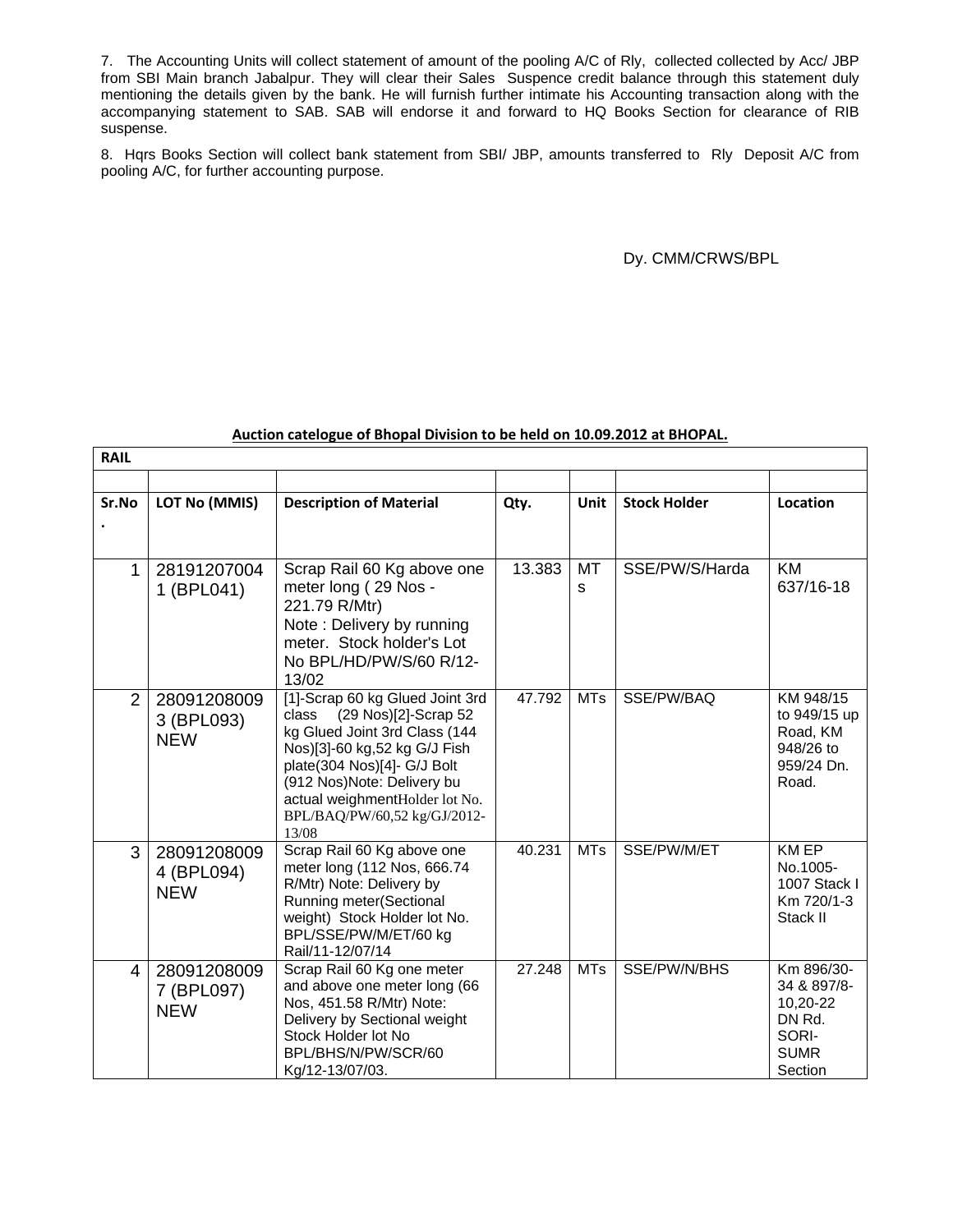7. The Accounting Units will collect statement of amount of the pooling A/C of Rly, collected collected by Acc/ JBP from SBI Main branch Jabalpur. They will clear their Sales Suspence credit balance through this statement duly mentioning the details given by the bank. He will furnish further intimate his Accounting transaction along with the accompanying statement to SAB. SAB will endorse it and forward to HQ Books Section for clearance of RIB suspense.

8. Hqrs Books Section will collect bank statement from SBI/ JBP, amounts transferred to Rly Deposit A/C from pooling A/C, for further accounting purpose.

Dy. CMM/CRWS/BPL

**Auction catelogue of Bhopal Division to be held on 10.09.2012 at BHOPAL.**

| **RAIL** | | | | | | |
|---|---|---|---|---|---|---|
| | | | | | | |
| **Sr.No.** | **LOT No (MMIS)** | **Description of Material** | **Qty.** | **Unit** | **Stock Holder** | **Location** |
| 1 | 281912070041 (BPL041) | Scrap Rail 60 Kg above one meter long ( 29 Nos - 221.79 R/Mtr) Note : Delivery by running meter. Stock holder's Lot No BPL/HD/PW/S/60 R/12-13/02 | 13.383 | MTs | SSE/PW/S/Harda | KM 637/16-18 |
| 2 | 280912080093 (BPL093) NEW | [1]-Scrap 60 kg Glued Joint 3rd class (29 Nos)[2]-Scrap 52 kg Glued Joint 3rd Class (144 Nos)[3]-60 kg,52 kg G/J Fish plate(304 Nos)[4]- G/J Bolt (912 Nos)Note: Delivery bu actual weighmentHolder lot No. BPL/BAQ/PW/60,52 kg/GJ/2012-13/08 | 47.792 | MTs | SSE/PW/BAQ | KM 948/15 to 949/15 up Road, KM 948/26 to 959/24 Dn. Road. |
| 3 | 280912080094 (BPL094) NEW | Scrap Rail 60 Kg above one meter long (112 Nos, 666.74 R/Mtr) Note: Delivery by Running meter(Sectional weight) Stock Holder lot No. BPL/SSE/PW/M/ET/60 kg Rail/11-12/07/14 | 40.231 | MTs | SSE/PW/M/ET | KM EP No.1005-1007 Stack I Km 720/1-3 Stack II |
| 4 | 280912080097 (BPL097) NEW | Scrap Rail 60 Kg one meter and above one meter long (66 Nos, 451.58 R/Mtr) Note: Delivery by Sectional weight Stock Holder lot No BPL/BHS/N/PW/SCR/60 Kg/12-13/07/03. | 27.248 | MTs | SSE/PW/N/BHS | Km 896/30-34 & 897/8-10,20-22 DN Rd. SORI-SUMR Section |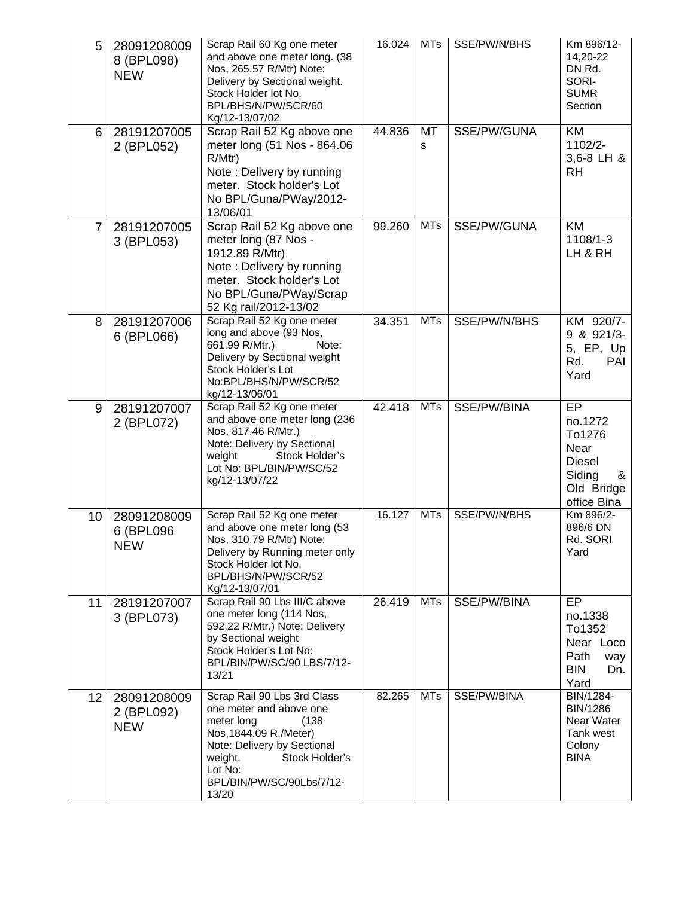| 5 | 28091208009 8 (BPL098) NEW | Scrap Rail 60 Kg one meter and above one meter long. (38 Nos, 265.57 R/Mtr) Note: Delivery by Sectional weight. Stock Holder lot No. BPL/BHS/N/PW/SCR/60 Kg/12-13/07/02 | 16.024 | MTs | SSE/PW/N/BHS | Km 896/12-14,20-22 DN Rd. SORI-SUMR Section |
|---|---|---|---|---|---|---|
| 6 | 28191207005 2 (BPL052) | Scrap Rail 52 Kg above one meter long (51 Nos - 864.06 R/Mtr) Note : Delivery by running meter. Stock holder's Lot No BPL/Guna/PWay/2012-13/06/01 | 44.836 | MTs | SSE/PW/GUNA | KM 1102/2-3,6-8 LH & RH |
| 7 | 28191207005 3 (BPL053) | Scrap Rail 52 Kg above one meter long (87 Nos - 1912.89 R/Mtr) Note : Delivery by running meter. Stock holder's Lot No BPL/Guna/PWay/Scrap 52 Kg rail/2012-13/02 | 99.260 | MTs | SSE/PW/GUNA | KM 1108/1-3 LH & RH |
| 8 | 28191207006 6 (BPL066) | Scrap Rail 52 Kg one meter long and above (93 Nos, 661.99 R/Mtr.) Note: Delivery by Sectional weight Stock Holder's Lot No:BPL/BHS/N/PW/SCR/52 kg/12-13/06/01 | 34.351 | MTs | SSE/PW/N/BHS | KM 920/7-9 & 921/3-5, EP, Up Rd. PAI Yard |
| 9 | 28191207007 2 (BPL072) | Scrap Rail 52 Kg one meter and above one meter long (236 Nos, 817.46 R/Mtr.) Note: Delivery by Sectional weight Stock Holder's Lot No: BPL/BIN/PW/SC/52 kg/12-13/07/22 | 42.418 | MTs | SSE/PW/BINA | EP no.1272 To1276 Near Diesel Siding & Old Bridge office Bina |
| 10 | 28091208009 6 (BPL096 NEW | Scrap Rail 52 Kg one meter and above one meter long (53 Nos, 310.79 R/Mtr) Note: Delivery by Running meter only Stock Holder lot No. BPL/BHS/N/PW/SCR/52 Kg/12-13/07/01 | 16.127 | MTs | SSE/PW/N/BHS | Km 896/2-896/6 DN Rd. SORI Yard |
| 11 | 28191207007 3 (BPL073) | Scrap Rail 90 Lbs III/C above one meter long (114 Nos, 592.22 R/Mtr.) Note: Delivery by Sectional weight Stock Holder's Lot No: BPL/BIN/PW/SC/90 LBS/7/12-13/21 | 26.419 | MTs | SSE/PW/BINA | EP no.1338 To1352 Near Loco Path way BIN Dn. Yard |
| 12 | 28091208009 2 (BPL092) NEW | Scrap Rail 90 Lbs 3rd Class one meter and above one meter long (138 Nos,1844.09 R./Meter) Note: Delivery by Sectional weight. Stock Holder's Lot No: BPL/BIN/PW/SC/90Lbs/7/12-13/20 | 82.265 | MTs | SSE/PW/BINA | BIN/1284-BIN/1286 Near Water Tank west Colony BINA |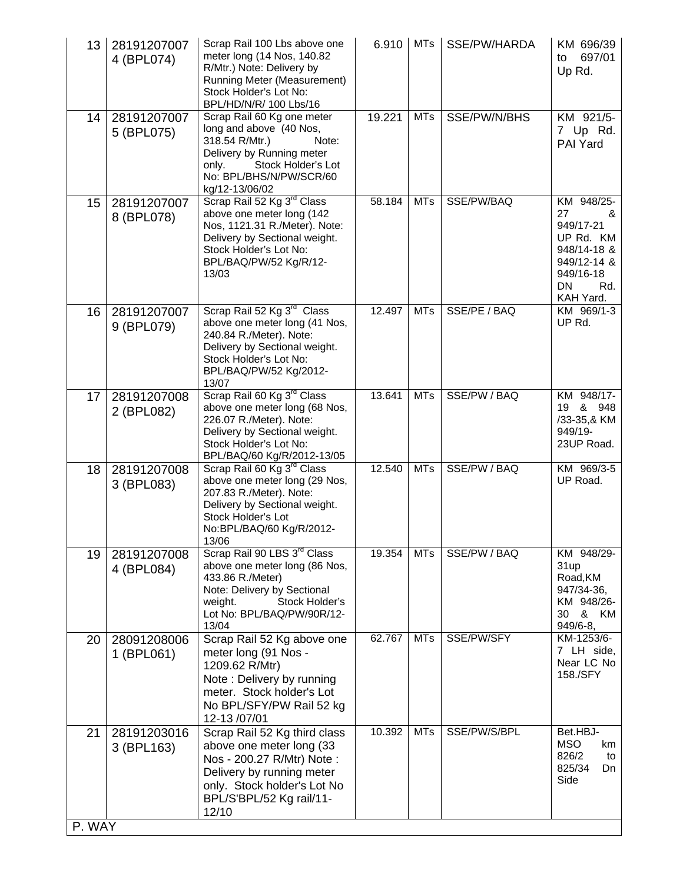| 13 | 28191207007 4 (BPL074) | Scrap Rail 100 Lbs above one meter long (14 Nos, 140.82 R/Mtr.) Note: Delivery by Running Meter (Measurement) Stock Holder's Lot No: BPL/HD/N/R/ 100 Lbs/16 | 6.910 | MTs | SSE/PW/HARDA | KM 696/39 to 697/01 Up Rd. |
|---|---|---|---|---|---|---|
| 14 | 28191207007 5 (BPL075) | Scrap Rail 60 Kg one meter long and above (40 Nos, 318.54 R/Mtr.) Note: Delivery by Running meter only. Stock Holder's Lot No: BPL/BHS/N/PW/SCR/60 kg/12-13/06/02 | 19.221 | MTs | SSE/PW/N/BHS | KM 921/5-7 Up Rd. PAI Yard |
| 15 | 28191207007 8 (BPL078) | Scrap Rail 52 Kg 3rd Class above one meter long (142 Nos, 1121.31 R./Meter). Note: Delivery by Sectional weight. Stock Holder's Lot No: BPL/BAQ/PW/52 Kg/R/12-13/03 | 58.184 | MTs | SSE/PW/BAQ | KM 948/25-27 & 949/17-21 UP Rd. KM 948/14-18 & 949/12-14 & 949/16-18 DN Rd. KAH Yard. |
| 16 | 28191207007 9 (BPL079) | Scrap Rail 52 Kg 3rd Class above one meter long (41 Nos, 240.84 R./Meter). Note: Delivery by Sectional weight. Stock Holder's Lot No: BPL/BAQ/PW/52 Kg/2012-13/07 | 12.497 | MTs | SSE/PE / BAQ | KM 969/1-3 UP Rd. |
| 17 | 28191207008 2 (BPL082) | Scrap Rail 60 Kg 3rd Class above one meter long (68 Nos, 226.07 R./Meter). Note: Delivery by Sectional weight. Stock Holder's Lot No: BPL/BAQ/60 Kg/R/2012-13/05 | 13.641 | MTs | SSE/PW / BAQ | KM 948/17-19 & 948 /33-35,& KM 949/19-23UP Road. |
| 18 | 28191207008 3 (BPL083) | Scrap Rail 60 Kg 3rd Class above one meter long (29 Nos, 207.83 R./Meter). Note: Delivery by Sectional weight. Stock Holder's Lot No:BPL/BAQ/60 Kg/R/2012-13/06 | 12.540 | MTs | SSE/PW / BAQ | KM 969/3-5 UP Road. |
| 19 | 28191207008 4 (BPL084) | Scrap Rail 90 LBS 3rd Class above one meter long (86 Nos, 433.86 R./Meter) Note: Delivery by Sectional weight. Stock Holder's Lot No: BPL/BAQ/PW/90R/12-13/04 | 19.354 | MTs | SSE/PW / BAQ | KM 948/29-31up Road,KM 947/34-36, KM 948/26-30 & KM 949/6-8, |
| 20 | 28091208006 1 (BPL061) | Scrap Rail 52 Kg above one meter long (91 Nos - 1209.62 R/Mtr) Note : Delivery by running meter. Stock holder's Lot No BPL/SFY/PW Rail 52 kg 12-13 /07/01 | 62.767 | MTs | SSE/PW/SFY | KM-1253/6-7 LH side, Near LC No 158./SFY |
| 21 | 28191203016 3 (BPL163) | Scrap Rail 52 Kg third class above one meter long (33 Nos - 200.27 R/Mtr) Note : Delivery by running meter only. Stock holder's Lot No BPL/S'BPL/52 Kg rail/11-12/10 | 10.392 | MTs | SSE/PW/S/BPL | Bet.HBJ-MSO km 826/2 to 825/34 Dn Side |
| P. WAY | | | | | | |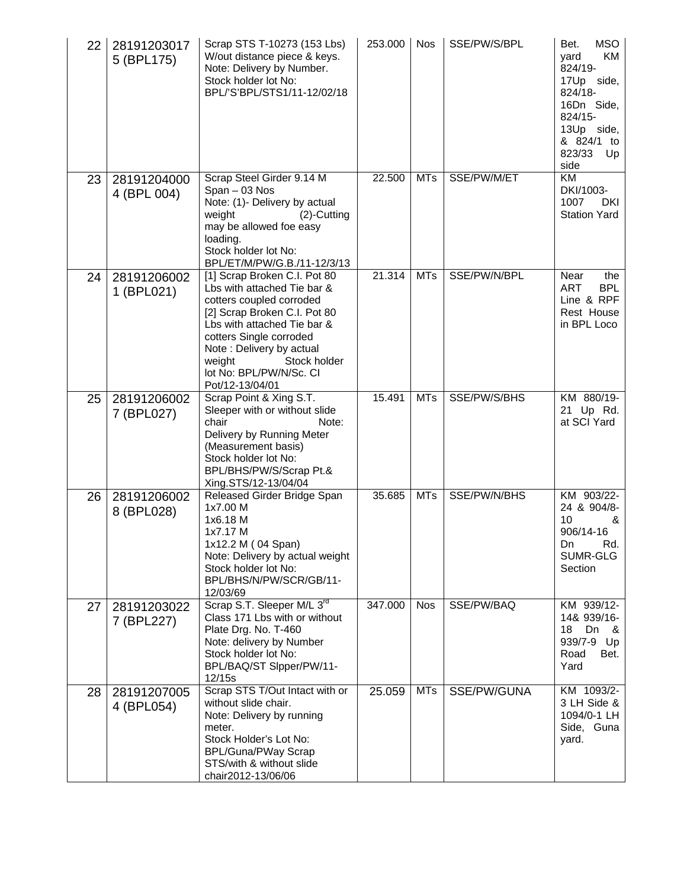| 22 | 281912030175 (BPL175) | Scrap STS T-10273 (153 Lbs) W/out distance piece & keys. Note: Delivery by Number. Stock holder lot No: BPL/'S'BPL/STS1/11-12/02/18 | 253.000 | Nos | SSE/PW/S/BPL | Bet. MSO yard KM 824/19-17Up side, 824/18-16Dn Side, 824/15-13Up side, & 824/1 to 823/33 Up side |
|---|---|---|---|---|---|---|
| 23 | 281912040004 (BPL 004) | Scrap Steel Girder 9.14 M Span – 03 Nos Note: (1)- Delivery by actual weight (2)-Cutting may be allowed foe easy loading. Stock holder lot No: BPL/ET/M/PW/G.B./11-12/3/13 | 22.500 | MTs | SSE/PW/M/ET | KM DKI/1003-1007 DKI Station Yard |
| 24 | 281912060021 (BPL021) | [1] Scrap Broken C.I. Pot 80 Lbs with attached Tie bar & cotters coupled corroded [2] Scrap Broken C.I. Pot 80 Lbs with attached Tie bar & cotters Single corroded Note : Delivery by actual weight Stock holder lot No: BPL/PW/N/Sc. CI Pot/12-13/04/01 | 21.314 | MTs | SSE/PW/N/BPL | Near the ART BPL Line & RPF Rest House in BPL Loco |
| 25 | 281912060027 (BPL027) | Scrap Point & Xing S.T. Sleeper with or without slide chair Note: Delivery by Running Meter (Measurement basis) Stock holder lot No: BPL/BHS/PW/S/Scrap Pt.& Xing.STS/12-13/04/04 | 15.491 | MTs | SSE/PW/S/BHS | KM 880/19-21 Up Rd. at SCI Yard |
| 26 | 281912060028 (BPL028) | Released Girder Bridge Span 1x7.00 M 1x6.18 M 1x7.17 M 1x12.2 M ( 04 Span) Note: Delivery by actual weight Stock holder lot No: BPL/BHS/N/PW/SCR/GB/11-12/03/69 | 35.685 | MTs | SSE/PW/N/BHS | KM 903/22-24 & 904/8-10 & 906/14-16 Dn Rd. SUMR-GLG Section |
| 27 | 281912030227 (BPL227) | Scrap S.T. Sleeper M/L 3rd Class 171 Lbs with or without Plate Drg. No. T-460 Note: delivery by Number Stock holder lot No: BPL/BAQ/ST Slpper/PW/11-12/15s | 347.000 | Nos | SSE/PW/BAQ | KM 939/12-14& 939/16-18 Dn & 939/7-9 Up Road Bet. Yard |
| 28 | 281912070054 (BPL054) | Scrap STS T/Out Intact with or without slide chair. Note: Delivery by running meter. Stock Holder's Lot No: BPL/Guna/PWay Scrap STS/with & without slide chair2012-13/06/06 | 25.059 | MTs | SSE/PW/GUNA | KM 1093/2-3 LH Side & 1094/0-1 LH Side, Guna yard. |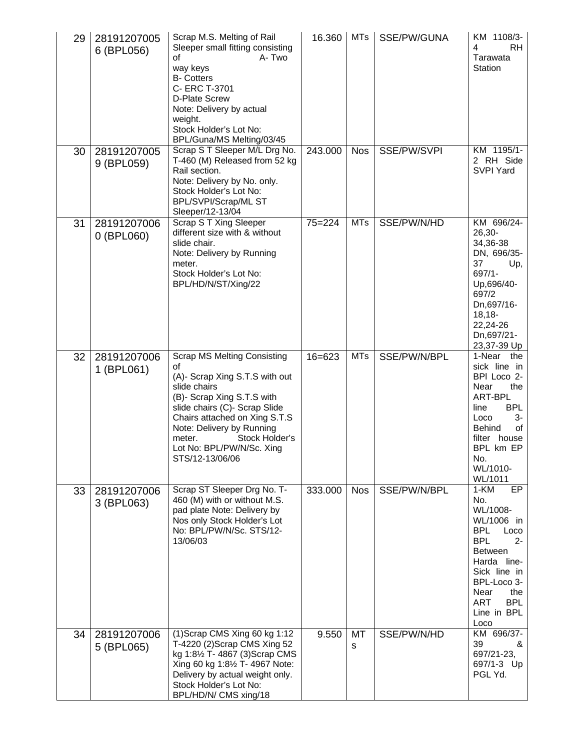| 29 | 28191207005 6 (BPL056) | Scrap M.S. Melting of Rail Sleeper small fitting consisting of A- Two way keys B- Cotters C- ERC T-3701 D-Plate Screw Note: Delivery by actual weight. Stock Holder's Lot No: BPL/Guna/MS Melting/03/45 | 16.360 | MTs | SSE/PW/GUNA | KM 1108/3-4 RH Tarawata Station |
|---|---|---|---|---|---|---|
| 30 | 28191207005 9 (BPL059) | Scrap S T Sleeper M/L Drg No. T-460 (M) Released from 52 kg Rail section. Note: Delivery by No. only. Stock Holder's Lot No: BPL/SVPI/Scrap/ML ST Sleeper/12-13/04 | 243.000 | Nos | SSE/PW/SVPI | KM 1195/1-2 RH Side SVPI Yard |
| 31 | 28191207006 0 (BPL060) | Scrap S T Xing Sleeper different size with & without slide chair. Note: Delivery by Running meter. Stock Holder's Lot No: BPL/HD/N/ST/Xing/22 | 75=224 | MTs | SSE/PW/N/HD | KM 696/24-26,30-34,36-38 DN, 696/35-37 Up, 697/1-Up,696/40-697/2 Dn,697/16-18,18-22,24-26 Dn,697/21-23,37-39 Up |
| 32 | 28191207006 1 (BPL061) | Scrap MS Melting Consisting of (A)- Scrap Xing S.T.S with out slide chairs (B)- Scrap Xing S.T.S with slide chairs (C)- Scrap Slide Chairs attached on Xing S.T.S Note: Delivery by Running meter. Stock Holder's Lot No: BPL/PW/N/Sc. Xing STS/12-13/06/06 | 16=623 | MTs | SSE/PW/N/BPL | 1-Near the sick line in BPl Loco 2-Near the ART-BPL line BPL Loco 3-Behind of filter house BPL km EP No. WL/1010-WL/1011 |
| 33 | 28191207006 3 (BPL063) | Scrap ST Sleeper Drg No. T-460 (M) with or without M.S. pad plate Note: Delivery by Nos only Stock Holder's Lot No: BPL/PW/N/Sc. STS/12-13/06/03 | 333.000 | Nos | SSE/PW/N/BPL | 1-KM EP No. WL/1008-WL/1006 in BPL Loco BPL 2-Between Harda line-Sick line in BPL-Loco 3-Near the ART BPL Line in BPL Loco |
| 34 | 28191207006 5 (BPL065) | (1)Scrap CMS Xing 60 kg 1:12 T-4220 (2)Scrap CMS Xing 52 kg 1:8½ T- 4867 (3)Scrap CMS Xing 60 kg 1:8½ T- 4967 Note: Delivery by actual weight only. Stock Holder's Lot No: BPL/HD/N/ CMS xing/18 | 9.550 | MTs | SSE/PW/N/HD | KM 696/37-39 & 697/21-23, 697/1-3 Up PGL Yd. |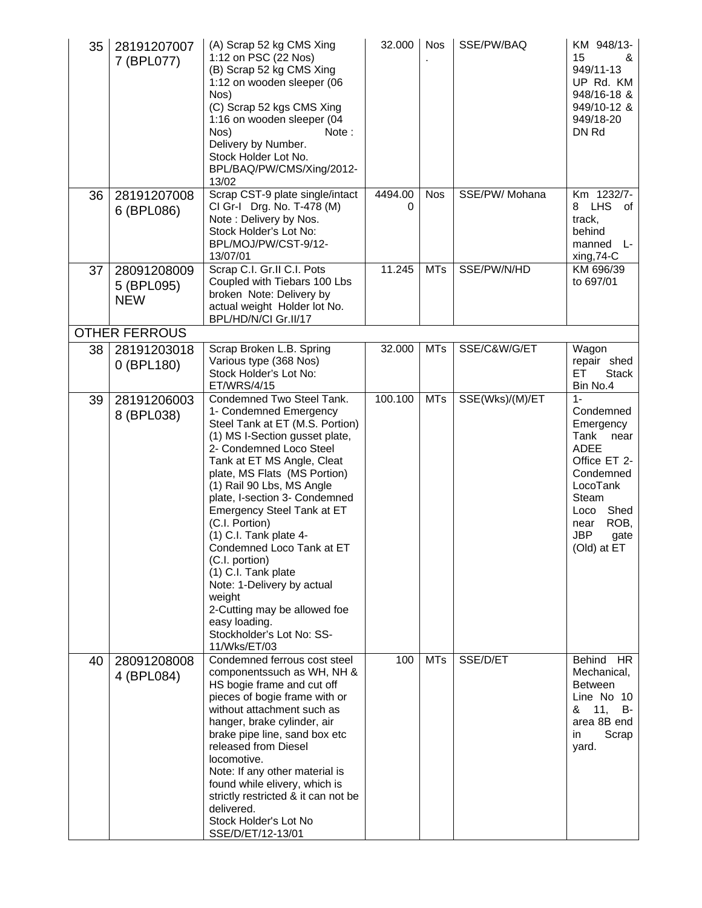| | | | | | | |
|---|---|---|---|---|---|---|
| 35 | 28191207007 7 (BPL077) | (A) Scrap 52 kg CMS Xing 1:12 on PSC (22 Nos) (B) Scrap 52 kg CMS Xing 1:12 on wooden sleeper (06 Nos) (C) Scrap 52 kgs CMS Xing 1:16 on wooden sleeper (04 Nos) Note : Delivery by Number. Stock Holder Lot No. BPL/BAQ/PW/CMS/Xing/2012-13/02 | 32.000 | Nos. | SSE/PW/BAQ | KM 948/13-15 & 949/11-13 UP Rd. KM 948/16-18 & 949/10-12 & 949/18-20 DN Rd |
| 36 | 28191207008 6 (BPL086) | Scrap CST-9 plate single/intact CI Gr-I Drg. No. T-478 (M) Note : Delivery by Nos. Stock Holder's Lot No: BPL/MOJ/PW/CST-9/12-13/07/01 | 4494.000 | Nos | SSE/PW/ Mohana | Km 1232/7-8 LHS of track, behind manned L-xing,74-C |
| 37 | 28091208009 5 (BPL095) NEW | Scrap C.I. Gr.II C.I. Pots Coupled with Tiebars 100 Lbs broken Note: Delivery by actual weight Holder lot No. BPL/HD/N/CI Gr.II/17 | 11.245 | MTs | SSE/PW/N/HD | KM 696/39 to 697/01 |
| **OTHER FERROUS** | | | | | | |
| 38 | 28191203018 0 (BPL180) | Scrap Broken L.B. Spring Various type (368 Nos) Stock Holder's Lot No: ET/WRS/4/15 | 32.000 | MTs | SSE/C&W/G/ET | Wagon repair shed ET Stack Bin No.4 |
| 39 | 28191206003 8 (BPL038) | Condemned Two Steel Tank. 1- Condemned Emergency Steel Tank at ET (M.S. Portion) (1) MS I-Section gusset plate, 2- Condemned Loco Steel Tank at ET MS Angle, Cleat plate, MS Flats (MS Portion) (1) Rail 90 Lbs, MS Angle plate, I-section 3- Condemned Emergency Steel Tank at ET (C.I. Portion) (1) C.I. Tank plate 4- Condemned Loco Tank at ET (C.I. portion) (1) C.I. Tank plate Note: 1-Delivery by actual weight 2-Cutting may be allowed foe easy loading. Stockholder's Lot No: SS-11/Wks/ET/03 | 100.100 | MTs | SSE(Wks)/(M)/ET | 1- Condemned Emergency Tank near ADEE Office ET 2-Condemned LocoTank Steam Loco Shed near ROB, JBP gate (Old) at ET |
| 40 | 28091208008 4 (BPL084) | Condemned ferrous cost steel componentssuch as WH, NH & HS bogie frame and cut off pieces of bogie frame with or without attachment such as hanger, brake cylinder, air brake pipe line, sand box etc released from Diesel locomotive. Note: If any other material is found while elivery, which is strictly restricted & it can not be delivered. Stock Holder's Lot No SSE/D/ET/12-13/01 | 100 | MTs | SSE/D/ET | Behind HR Mechanical, Between Line No 10 & 11, B-area 8B end in Scrap yard. |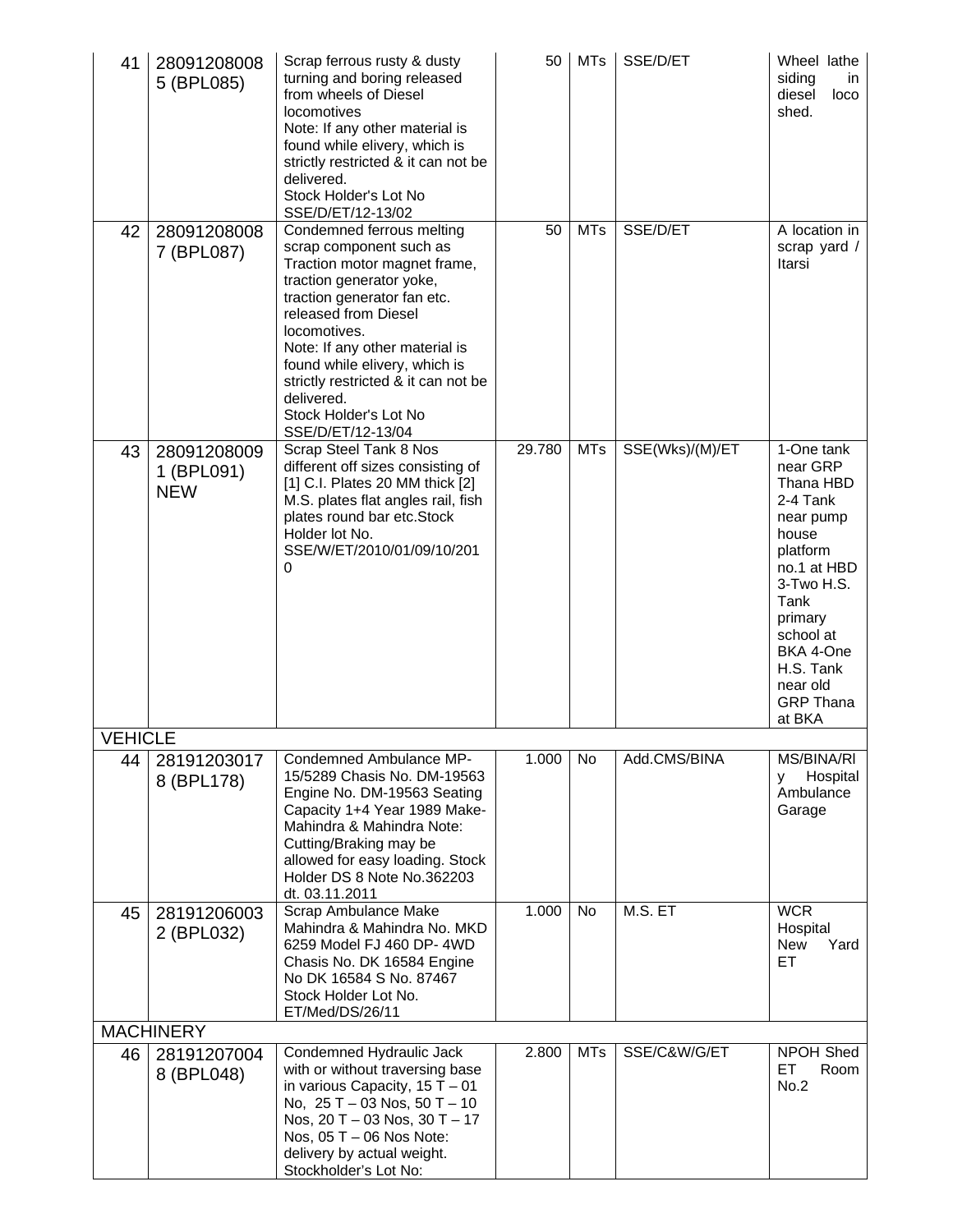| 41 | 28091208008 5 (BPL085) | Scrap ferrous rusty & dusty turning and boring released from wheels of Diesel locomotives Note: If any other material is found while elivery, which is strictly restricted & it can not be delivered. Stock Holder's Lot No SSE/D/ET/12-13/02 | 50 | MTs | SSE/D/ET | Wheel lathe siding in diesel loco shed. |
|---|---|---|---|---|---|---|
| 42 | 28091208008 7 (BPL087) | Condemned ferrous melting scrap component such as Traction motor magnet frame, traction generator yoke, traction generator fan etc. released from Diesel locomotives. Note: If any other material is found while elivery, which is strictly restricted & it can not be delivered. Stock Holder's Lot No SSE/D/ET/12-13/04 | 50 | MTs | SSE/D/ET | A location in scrap yard / Itarsi |
| 43 | 28091208009 1 (BPL091) **NEW** | Scrap Steel Tank 8 Nos different off sizes consisting of [1] C.I. Plates 20 MM thick [2] M.S. plates flat angles rail, fish plates round bar etc.Stock Holder lot No. SSE/W/ET/2010/01/09/10/201 0 | 29.780 | MTs | SSE(Wks)/(M)/ET | 1-One tank near GRP Thana HBD 2-4 Tank near pump house platform no.1 at HBD 3-Two H.S. Tank primary school at BKA 4-One H.S. Tank near old GRP Thana at BKA |
| **VEHICLE** | | | | | | |
| 44 | 28191203017 8 (BPL178) | Condemned Ambulance MP-15/5289 Chasis No. DM-19563 Engine No. DM-19563 Seating Capacity 1+4 Year 1989 Make-Mahindra & Mahindra Note: Cutting/Braking may be allowed for easy loading. Stock Holder DS 8 Note No.362203 dt. 03.11.2011 | 1.000 | No | Add.CMS/BINA | MS/BINA/Rly Hospital Ambulance Garage |
| 45 | 28191206003 2 (BPL032) | Scrap Ambulance Make Mahindra & Mahindra No. MKD 6259 Model FJ 460 DP- 4WD Chasis No. DK 16584 Engine No DK 16584 S No. 87467 Stock Holder Lot No. ET/Med/DS/26/11 | 1.000 | No | M.S. ET | WCR Hospital New Yard ET |
| **MACHINERY** | | | | | | |
| 46 | 28191207004 8 (BPL048) | Condemned Hydraulic Jack with or without traversing base in various Capacity, 15 T – 01 No, 25 T – 03 Nos, 50 T – 10 Nos, 20 T – 03 Nos, 30 T – 17 Nos, 05 T – 06 Nos Note: delivery by actual weight. Stockholder's Lot No: | 2.800 | MTs | SSE/C&W/G/ET | NPOH Shed ET Room No.2 |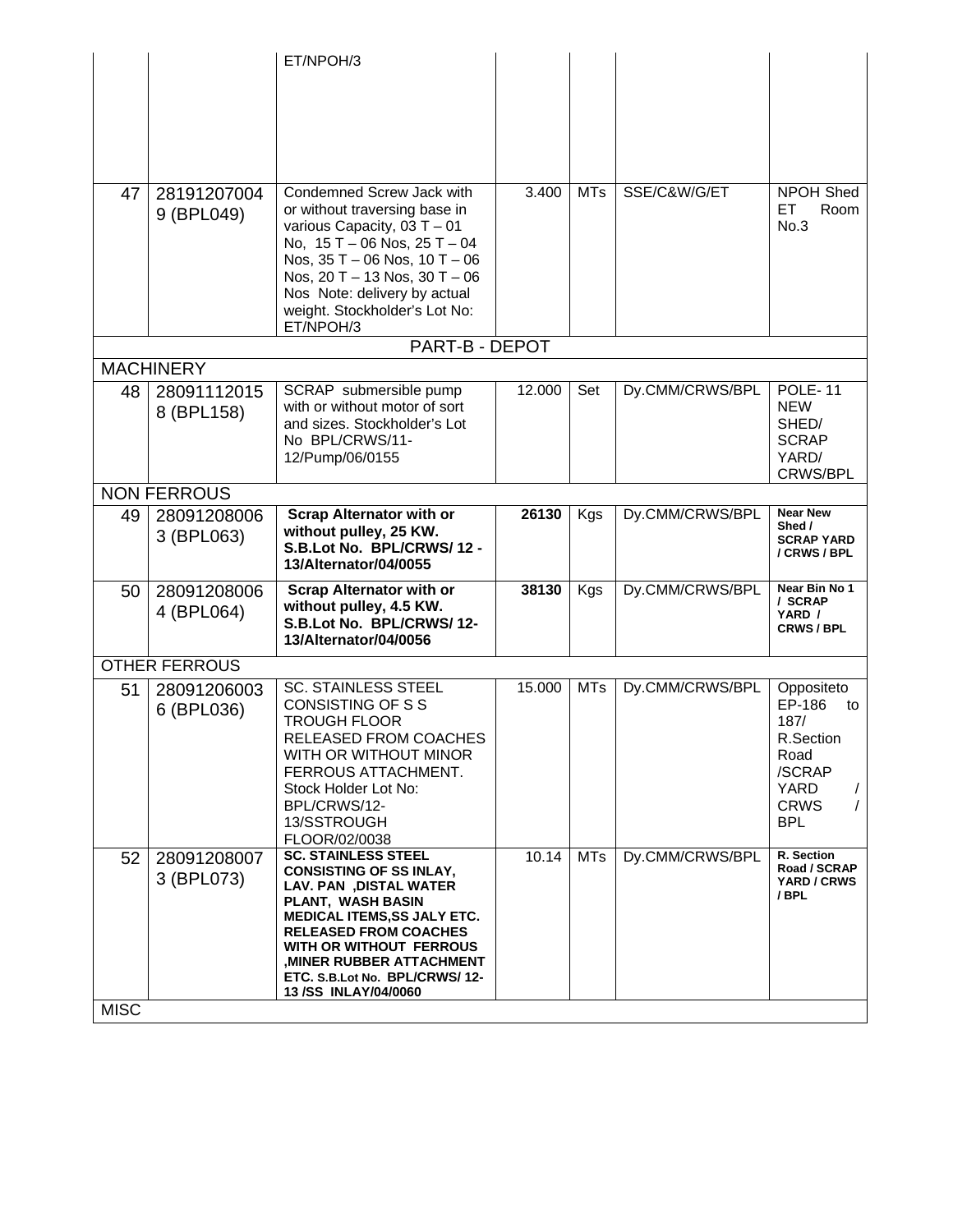|  |  | ET/NPOH/3 |  |  |  |  |
|---|---|---|---|---|---|---|
| 47 | 28191207004 9 (BPL049) | Condemned Screw Jack with or without traversing base in various Capacity, 03 T – 01 No, 15 T – 06 Nos, 25 T – 04 Nos, 35 T – 06 Nos, 10 T – 06 Nos, 20 T – 13 Nos, 30 T – 06 Nos Note: delivery by actual weight. Stockholder's Lot No: ET/NPOH/3 | 3.400 | MTs | SSE/C&W/G/ET | NPOH Shed ET Room No.3 |
| PART-B - DEPOT |  |  |  |  |  |  |
| MACHINERY |  |  |  |  |  |  |
| 48 | 28091112015 8 (BPL158) | SCRAP submersible pump with or without motor of sort and sizes. Stockholder's Lot No BPL/CRWS/11-12/Pump/06/0155 | 12.000 | Set | Dy.CMM/CRWS/BPL | POLE- 11 NEW SHED/ SCRAP YARD/ CRWS/BPL |
| NON FERROUS |  |  |  |  |  |  |
| 49 | 28091208006 3 (BPL063) | **Scrap Alternator with or without pulley, 25 KW. S.B.Lot No. BPL/CRWS/ 12 - 13/Alternator/04/0055** | **26130** | Kgs | Dy.CMM/CRWS/BPL | **Near New Shed / SCRAP YARD / CRWS / BPL** |
| 50 | 28091208006 4 (BPL064) | **Scrap Alternator with or without pulley, 4.5 KW. S.B.Lot No. BPL/CRWS/ 12-13/Alternator/04/0056** | **38130** | Kgs | Dy.CMM/CRWS/BPL | **Near Bin No 1 / SCRAP YARD / CRWS / BPL** |
| OTHER FERROUS |  |  |  |  |  |  |
| 51 | 28091206003 6 (BPL036) | SC. STAINLESS STEEL CONSISTING OF S S TROUGH FLOOR RELEASED FROM COACHES WITH OR WITHOUT MINOR FERROUS ATTACHMENT. Stock Holder Lot No: BPL/CRWS/12-13/SSTROUGH FLOOR/02/0038 | 15.000 | MTs | Dy.CMM/CRWS/BPL | Oppositeto EP-186 to 187/ R.Section Road /SCRAP YARD / CRWS / BPL |
| 52 | 28091208007 3 (BPL073) | **SC. STAINLESS STEEL CONSISTING OF SS INLAY, LAV. PAN ,DISTAL WATER PLANT, WASH BASIN MEDICAL ITEMS,SS JALY ETC. RELEASED FROM COACHES WITH OR WITHOUT FERROUS ,MINER RUBBER ATTACHMENT ETC. S.B.Lot No. BPL/CRWS/ 12-13 /SS INLAY/04/0060** | 10.14 | MTs | Dy.CMM/CRWS/BPL | **R. Section Road / SCRAP YARD / CRWS / BPL** |
| MISC |  |  |  |  |  |  |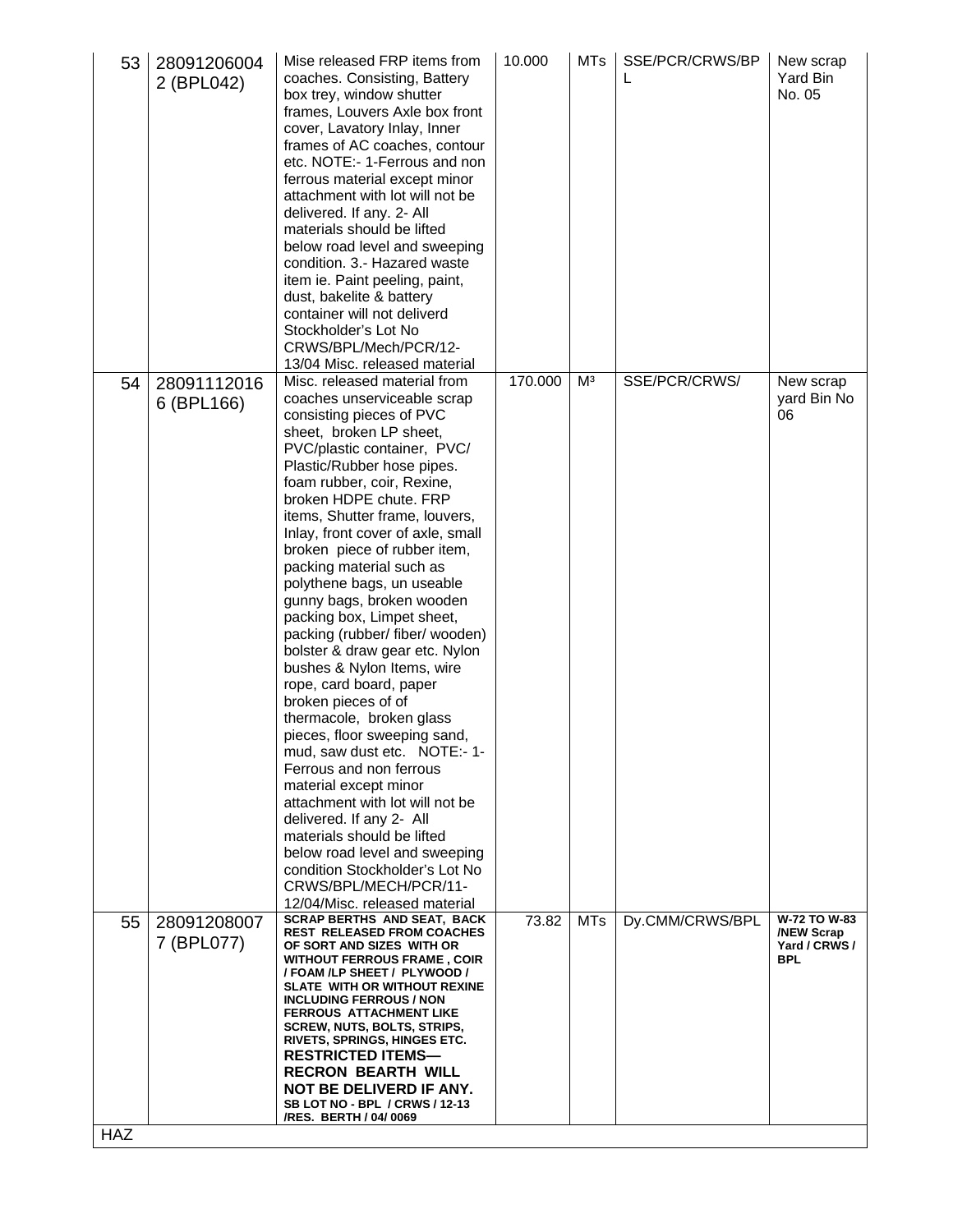| | | | | | | |
|---|---|---|---|---|---|---|
| 53 | 280912060042 (BPL042) | Mise released FRP items from coaches. Consisting, Battery box trey, window shutter frames, Louvers Axle box front cover, Lavatory Inlay, Inner frames of AC coaches, contour etc. NOTE:- 1-Ferrous and non ferrous material except minor attachment with lot will not be delivered. If any. 2- All materials should be lifted below road level and sweeping condition. 3.- Hazared waste item ie. Paint peeling, paint, dust, bakelite & battery container will not deliverd Stockholder's Lot No CRWS/BPL/Mech/PCR/12-13/04 Misc. released material | 10.000 | MTs | SSE/PCR/CRWS/BPL | New scrap Yard Bin No. 05 |
| 54 | 280911120166 (BPL166) | Misc. released material from coaches unserviceable scrap consisting pieces of PVC sheet, broken LP sheet, PVC/plastic container, PVC/ Plastic/Rubber hose pipes. foam rubber, coir, Rexine, broken HDPE chute. FRP items, Shutter frame, louvers, Inlay, front cover of axle, small broken piece of rubber item, packing material such as polythene bags, un useable gunny bags, broken wooden packing box, Limpet sheet, packing (rubber/ fiber/ wooden) bolster & draw gear etc. Nylon bushes & Nylon Items, wire rope, card board, paper broken pieces of of thermacole, broken glass pieces, floor sweeping sand, mud, saw dust etc. NOTE:- 1- Ferrous and non ferrous material except minor attachment with lot will not be delivered. If any 2- All materials should be lifted below road level and sweeping condition Stockholder's Lot No CRWS/BPL/MECH/PCR/11-12/04/Misc. released material | 170.000 | M³ | SSE/PCR/CRWS/ | New scrap yard Bin No 06 |
| 55 | 280912080077 (BPL077) | **SCRAP BERTHS AND SEAT, BACK REST RELEASED FROM COACHES OF SORT AND SIZES WITH OR WITHOUT FERROUS FRAME , COIR / FOAM /LP SHEET / PLYWOOD / SLATE WITH OR WITHOUT REXINE INCLUDING FERROUS / NON FERROUS ATTACHMENT LIKE SCREW, NUTS, BOLTS, STRIPS, RIVETS, SPRINGS, HINGES ETC. RESTRICTED ITEMS— RECRON BEARTH WILL NOT BE DELIVERD IF ANY. SB LOT NO - BPL / CRWS / 12-13 /RES. BERTH / 04/ 0069** | 73.82 | MTs | Dy.CMM/CRWS/BPL | **W-72 TO W-83 /NEW Scrap Yard / CRWS / BPL** |
| HAZ | | | | | | |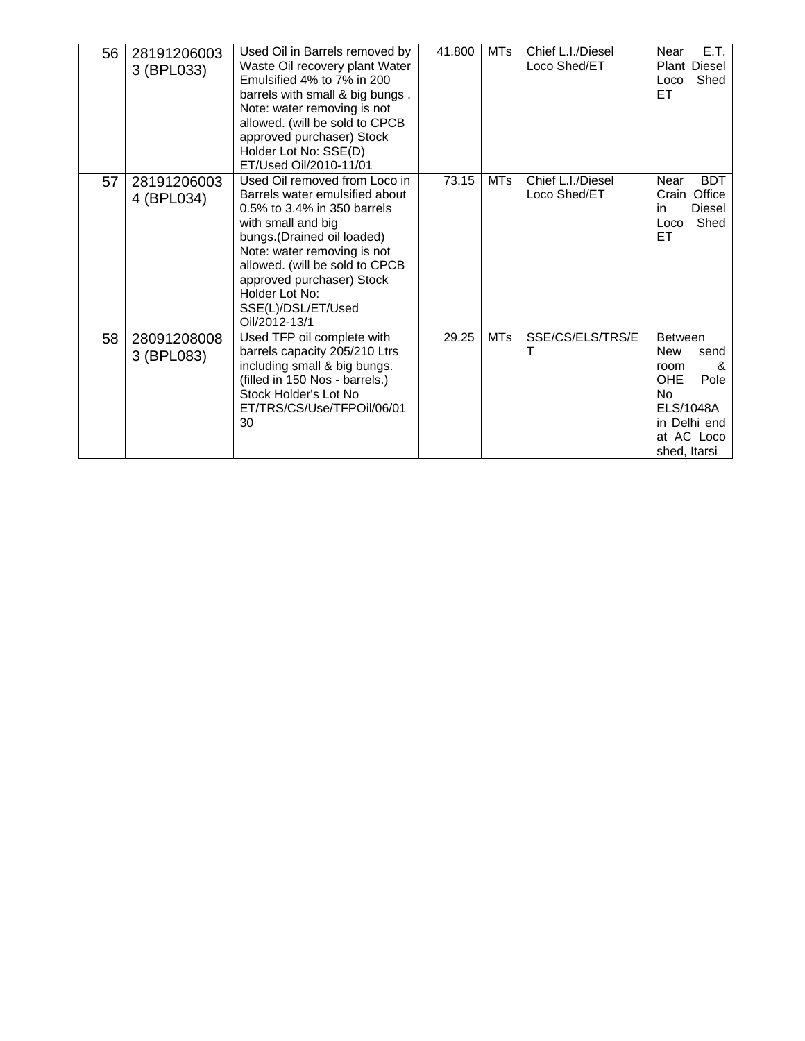| | | | | | | |
|---|---|---|---|---|---|---|
| 56 | 281912060033 (BPL033) | Used Oil in Barrels removed by Waste Oil recovery plant Water Emulsified 4% to 7% in 200 barrels with small & big bungs . Note: water removing is not allowed. (will be sold to CPCB approved purchaser) Stock Holder Lot No: SSE(D) ET/Used Oil/2010-11/01 | 41.800 | MTs | Chief L.I./Diesel Loco Shed/ET | Near E.T. Plant Diesel Loco Shed ET |
| 57 | 281912060034 (BPL034) | Used Oil removed from Loco in Barrels water emulsified about 0.5% to 3.4% in 350 barrels with small and big bungs.(Drained oil loaded) Note: water removing is not allowed. (will be sold to CPCB approved purchaser) Stock Holder Lot No: SSE(L)/DSL/ET/Used Oil/2012-13/1 | 73.15 | MTs | Chief L.I./Diesel Loco Shed/ET | Near BDT Crain Office in Diesel Loco Shed ET |
| 58 | 280912080083 (BPL083) | Used TFP oil complete with barrels capacity 205/210 Ltrs including small & big bungs. (filled in 150 Nos - barrels.) Stock Holder's Lot No ET/TRS/CS/Use/TFPOil/06/0130 | 29.25 | MTs | SSE/CS/ELS/TRS/ET | Between New send room & OHE Pole No ELS/1048A in Delhi end at AC Loco shed, Itarsi |